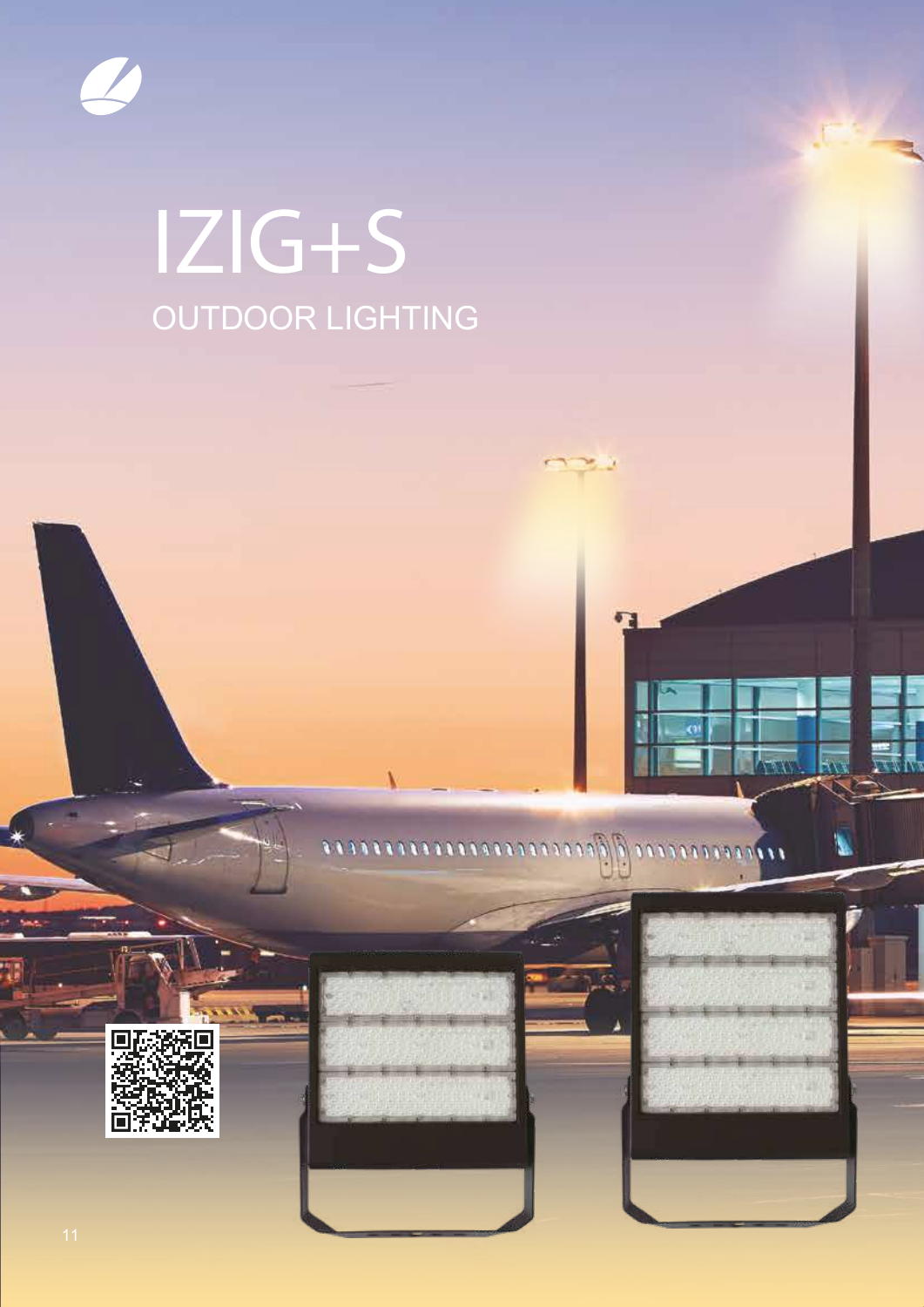# IZIG+S

## OUTDOOR LIGHTING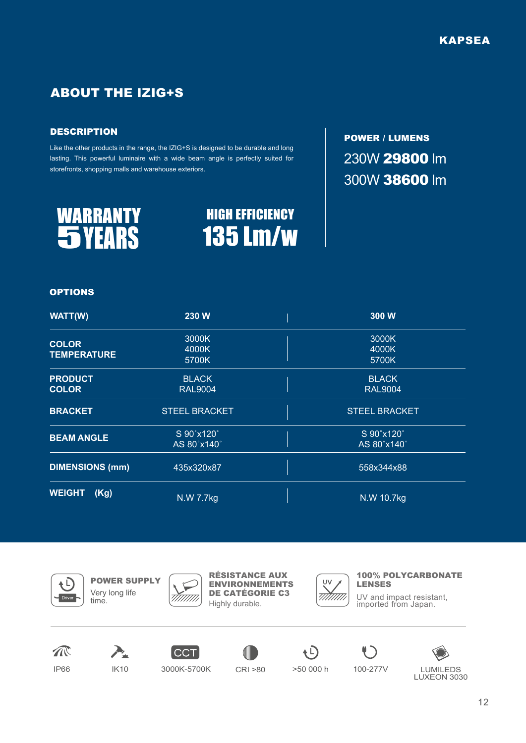KAPSEA

# ABOUT THE IZIG+S

## DESCRIPTION

Like the other products in the range, the IZIG+S is designed to be durable and long lasting. This powerful luminaire with a wide beam angle is perfectly suited for storefronts, shopping malls and warehouse exteriors.

## POWER / LUMENS

230W **29800** lm

300W **38600** lm

**WARRANTY 5 YEARS**

**HIGH EFFICIENCY 135 Lm/w**

## OPTIONS

| WATT(W) | 230 W | 300 W |
|---|---|---|
| COLOR TEMPERATURE | 3000K<br>4000K<br>5700K | 3000K<br>4000K<br>5700K |
| PRODUCT COLOR | BLACK<br>RAL9004 | BLACK<br>RAL9004 |
| BRACKET | STEEL BRACKET | STEEL BRACKET |
| BEAM ANGLE | S 90°x120°<br>AS 80°x140° | S 90°x120°<br>AS 80°x140° |
| DIMENSIONS (mm) | 435x320x87 | 558x344x88 |
| WEIGHT (Kg) | N.W 7.7kg | N.W 10.7kg |

**POWER SUPPLY**
Very long life time.

**RÉSISTANCE AUX ENVIRONNEMENTS DE CATÉGORIE C3**
Highly durable.

**100% POLYCARBONATE LENSES**
UV and impact resistant, imported from Japan.

IP66 | IK10 | CCT 3000K-5700K | CRI >80 | >50 000 h | 100-277V | LUMILEDS LUXEON 3030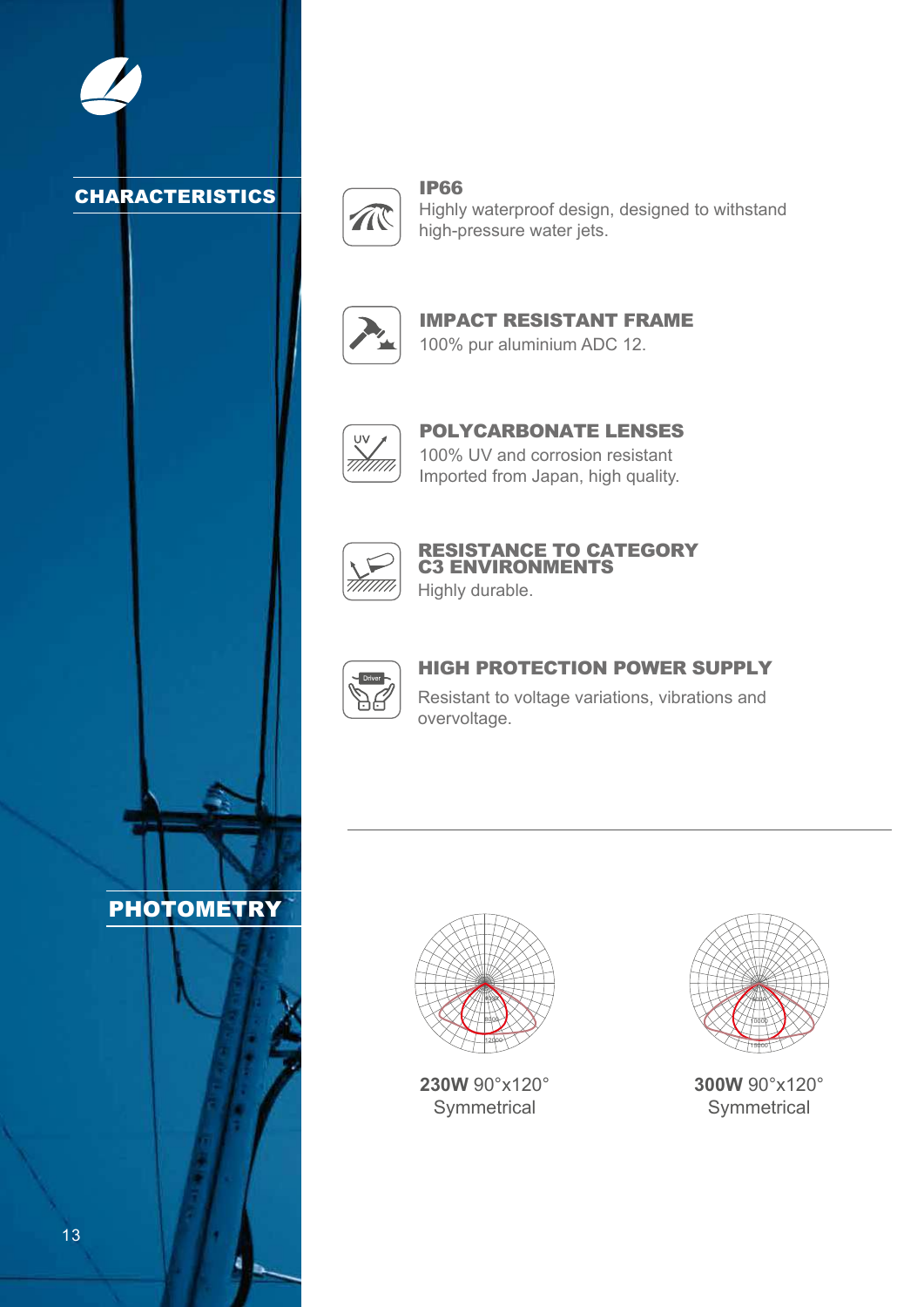## CHARACTERISTICS

### IP66
Highly waterproof design, designed to withstand high-pressure water jets.

### IMPACT RESISTANT FRAME
100% pur aluminium ADC 12.

### POLYCARBONATE LENSES
100% UV and corrosion resistant
Imported from Japan, high quality.

### RESISTANCE TO CATEGORY C3 ENVIRONMENTS
Highly durable.

### HIGH PROTECTION POWER SUPPLY
Resistant to voltage variations, vibrations and overvoltage.

---

## PHOTOMETRY

**230W** 90°x120°
Symmetrical

**300W** 90°x120°
Symmetrical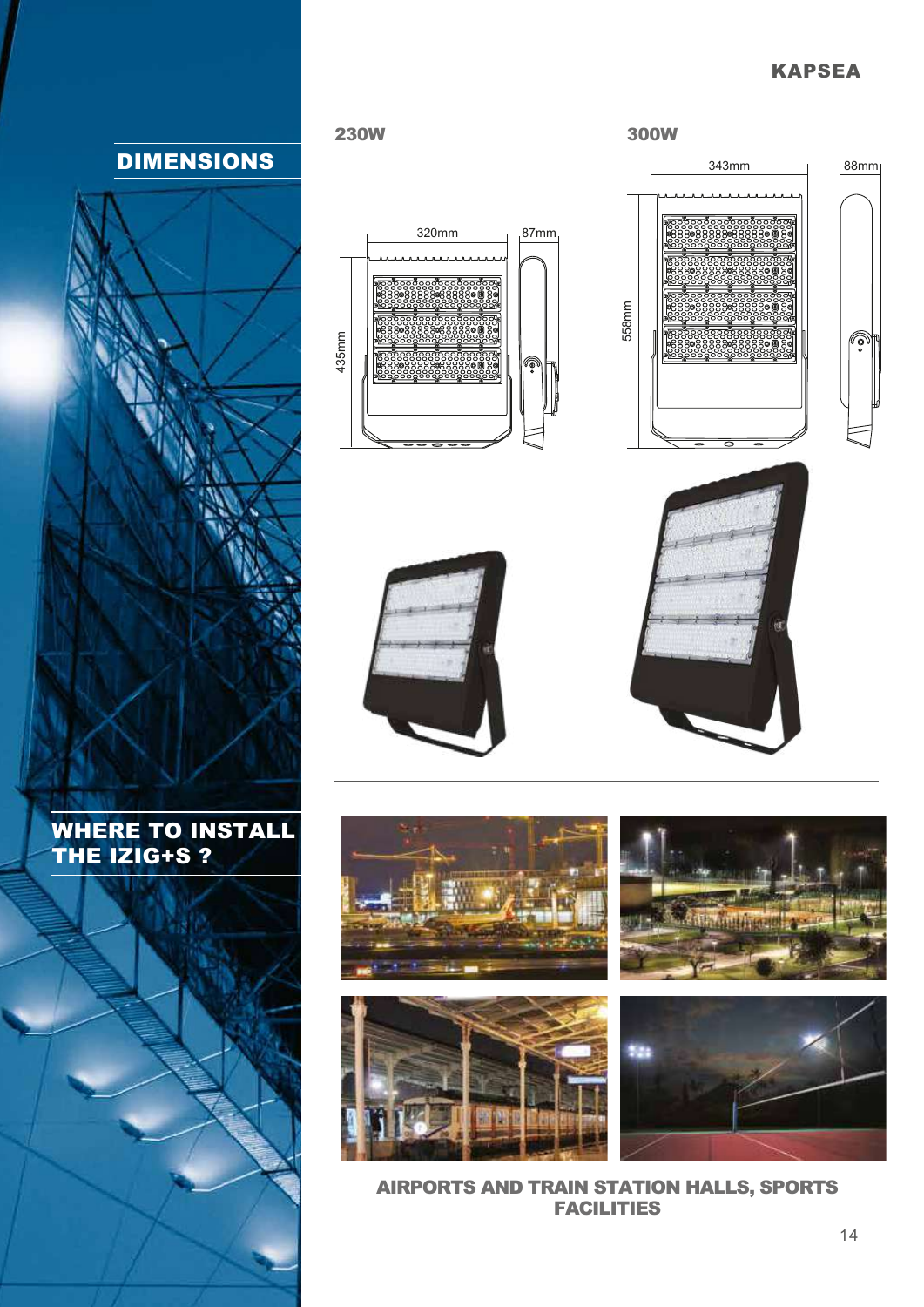## DIMENSIONS

**230W**

320mm

87mm

435mm

**300W**

343mm

88mm

558mm

## WHERE TO INSTALL THE IZIG+S ?

**AIRPORTS AND TRAIN STATION HALLS, SPORTS FACILITIES**